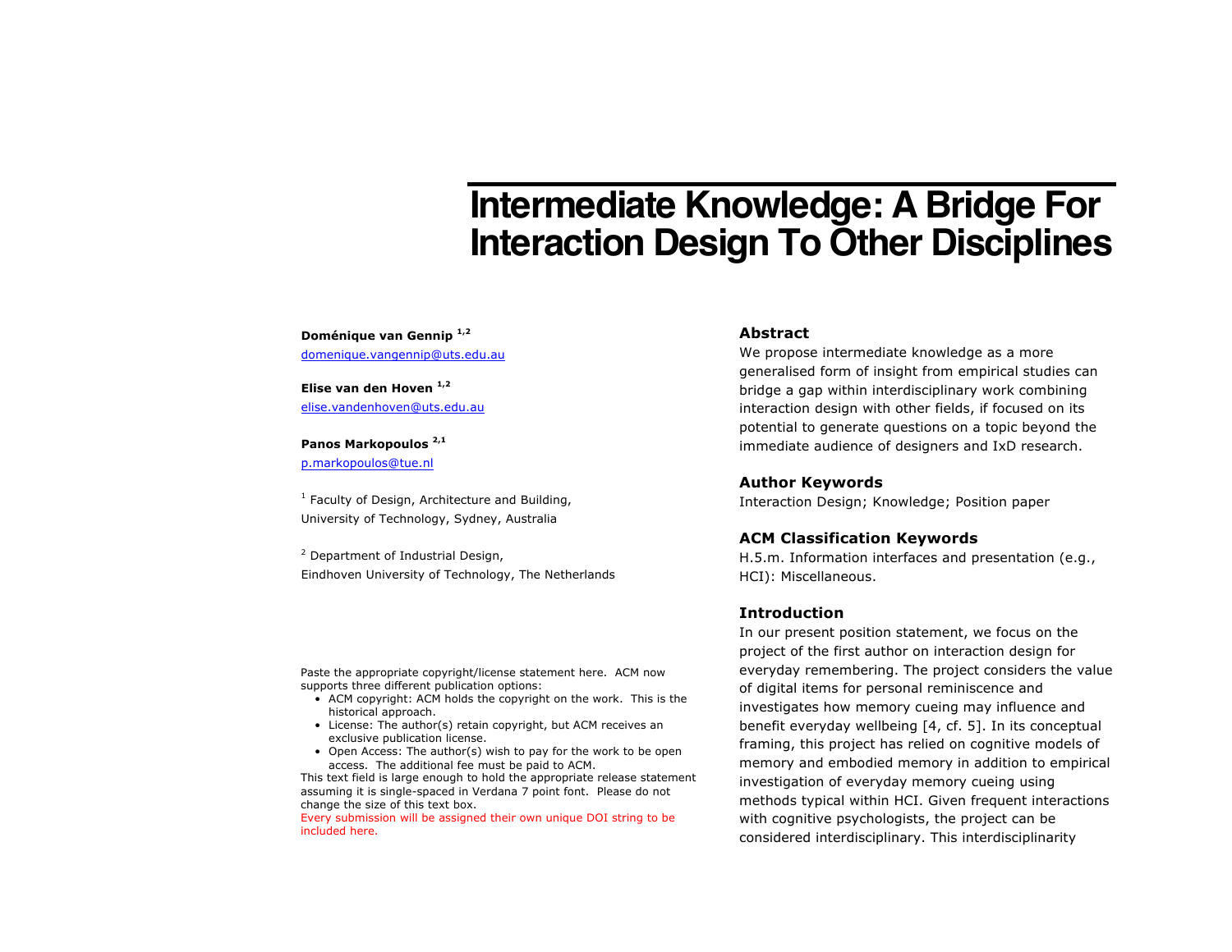# Intermediate Knowledge: A Bridge For Interaction Design To Other Disciplines

**Doménique van Gennip** [1,2]
domenique.vangennip@uts.edu.au

**Elise van den Hoven** [1,2]
elise.vandenhoven@uts.edu.au

**Panos Markopoulos** [2,1]
p.markopoulos@tue.nl

[1] Faculty of Design, Architecture and Building, University of Technology, Sydney, Australia

[2] Department of Industrial Design, Eindhoven University of Technology, The Netherlands

Paste the appropriate copyright/license statement here. ACM now supports three different publication options:

- ACM copyright: ACM holds the copyright on the work. This is the historical approach.
- License: The author(s) retain copyright, but ACM receives an exclusive publication license.
- Open Access: The author(s) wish to pay for the work to be open access. The additional fee must be paid to ACM.

This text field is large enough to hold the appropriate release statement assuming it is single-spaced in Verdana 7 point font. Please do not change the size of this text box.

Every submission will be assigned their own unique DOI string to be included here.

## Abstract

We propose intermediate knowledge as a more generalised form of insight from empirical studies can bridge a gap within interdisciplinary work combining interaction design with other fields, if focused on its potential to generate questions on a topic beyond the immediate audience of designers and IxD research.

## Author Keywords

Interaction Design; Knowledge; Position paper

## ACM Classification Keywords

H.5.m. Information interfaces and presentation (e.g., HCI): Miscellaneous.

## Introduction

In our present position statement, we focus on the project of the first author on interaction design for everyday remembering. The project considers the value of digital items for personal reminiscence and investigates how memory cueing may influence and benefit everyday wellbeing [4, cf. 5]. In its conceptual framing, this project has relied on cognitive models of memory and embodied memory in addition to empirical investigation of everyday memory cueing using methods typical within HCI. Given frequent interactions with cognitive psychologists, the project can be considered interdisciplinary. This interdisciplinarity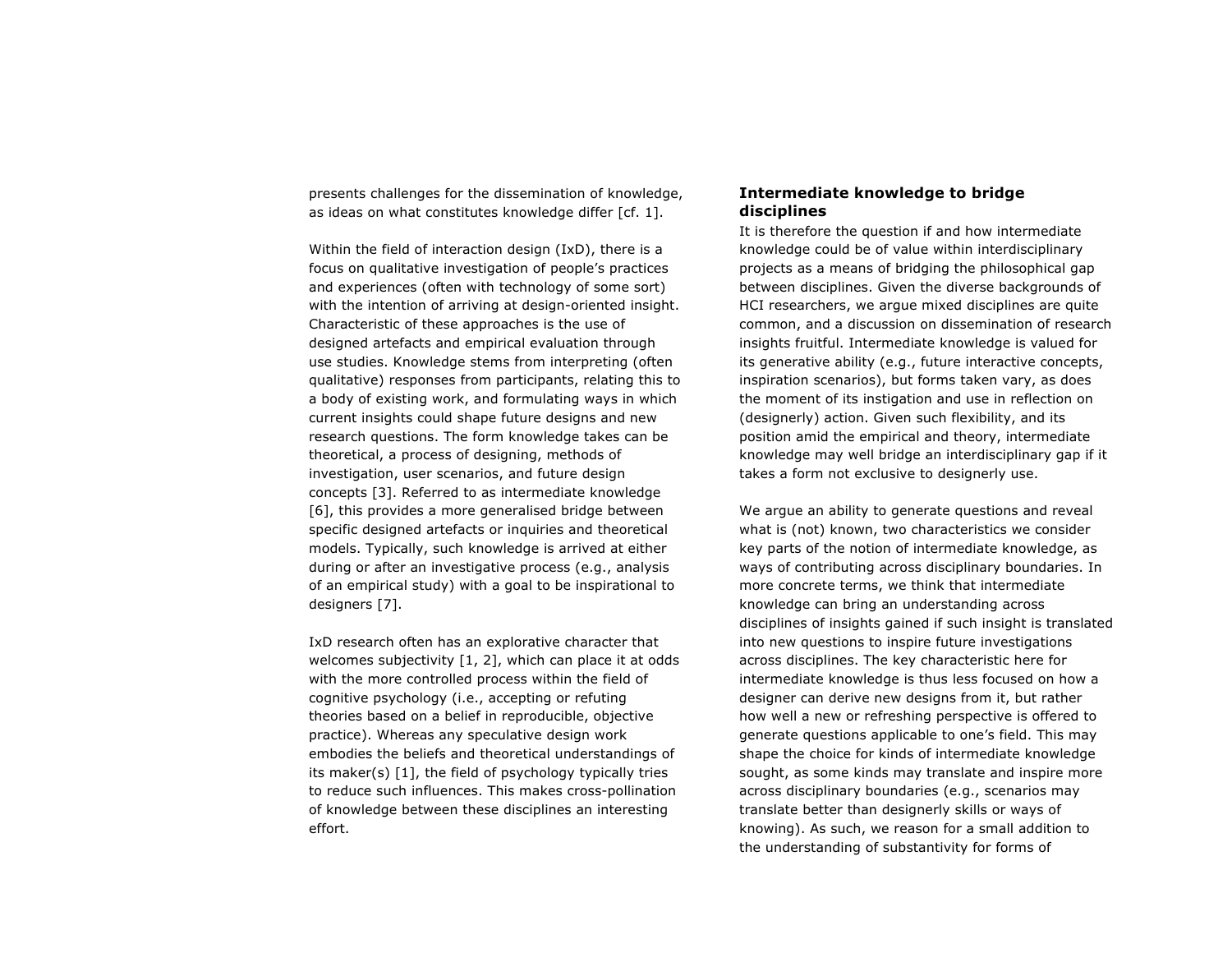presents challenges for the dissemination of knowledge, as ideas on what constitutes knowledge differ [cf. 1].

Within the field of interaction design (IxD), there is a focus on qualitative investigation of people's practices and experiences (often with technology of some sort) with the intention of arriving at design-oriented insight. Characteristic of these approaches is the use of designed artefacts and empirical evaluation through use studies. Knowledge stems from interpreting (often qualitative) responses from participants, relating this to a body of existing work, and formulating ways in which current insights could shape future designs and new research questions. The form knowledge takes can be theoretical, a process of designing, methods of investigation, user scenarios, and future design concepts [3]. Referred to as intermediate knowledge [6], this provides a more generalised bridge between specific designed artefacts or inquiries and theoretical models. Typically, such knowledge is arrived at either during or after an investigative process (e.g., analysis of an empirical study) with a goal to be inspirational to designers [7].

IxD research often has an explorative character that welcomes subjectivity [1, 2], which can place it at odds with the more controlled process within the field of cognitive psychology (i.e., accepting or refuting theories based on a belief in reproducible, objective practice). Whereas any speculative design work embodies the beliefs and theoretical understandings of its maker(s) [1], the field of psychology typically tries to reduce such influences. This makes cross-pollination of knowledge between these disciplines an interesting effort.

### Intermediate knowledge to bridge disciplines

It is therefore the question if and how intermediate knowledge could be of value within interdisciplinary projects as a means of bridging the philosophical gap between disciplines. Given the diverse backgrounds of HCI researchers, we argue mixed disciplines are quite common, and a discussion on dissemination of research insights fruitful. Intermediate knowledge is valued for its generative ability (e.g., future interactive concepts, inspiration scenarios), but forms taken vary, as does the moment of its instigation and use in reflection on (designerly) action. Given such flexibility, and its position amid the empirical and theory, intermediate knowledge may well bridge an interdisciplinary gap if it takes a form not exclusive to designerly use.

We argue an ability to generate questions and reveal what is (not) known, two characteristics we consider key parts of the notion of intermediate knowledge, as ways of contributing across disciplinary boundaries. In more concrete terms, we think that intermediate knowledge can bring an understanding across disciplines of insights gained if such insight is translated into new questions to inspire future investigations across disciplines. The key characteristic here for intermediate knowledge is thus less focused on how a designer can derive new designs from it, but rather how well a new or refreshing perspective is offered to generate questions applicable to one's field. This may shape the choice for kinds of intermediate knowledge sought, as some kinds may translate and inspire more across disciplinary boundaries (e.g., scenarios may translate better than designerly skills or ways of knowing). As such, we reason for a small addition to the understanding of substantivity for forms of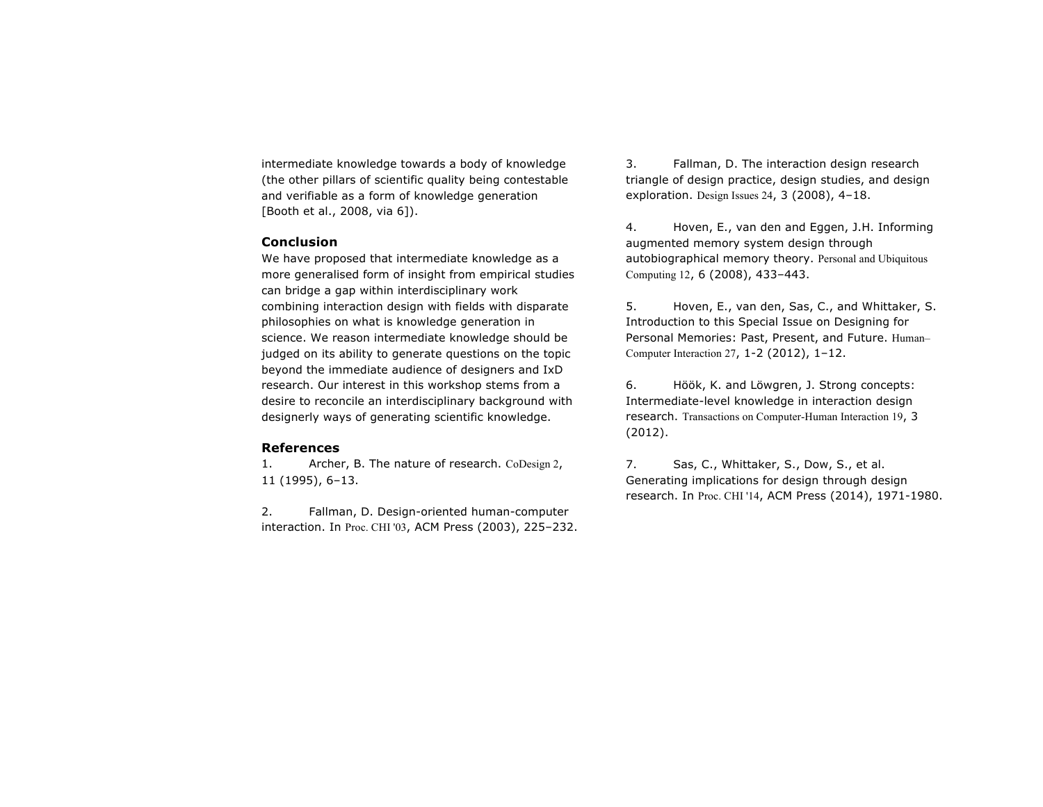intermediate knowledge towards a body of knowledge (the other pillars of scientific quality being contestable and verifiable as a form of knowledge generation [Booth et al., 2008, via 6]).

## Conclusion

We have proposed that intermediate knowledge as a more generalised form of insight from empirical studies can bridge a gap within interdisciplinary work combining interaction design with fields with disparate philosophies on what is knowledge generation in science. We reason intermediate knowledge should be judged on its ability to generate questions on the topic beyond the immediate audience of designers and IxD research. Our interest in this workshop stems from a desire to reconcile an interdisciplinary background with designerly ways of generating scientific knowledge.

## References

1. Archer, B. The nature of research. CoDesign 2, 11 (1995), 6–13.

2. Fallman, D. Design-oriented human-computer interaction. In Proc. CHI '03, ACM Press (2003), 225–232.

3. Fallman, D. The interaction design research triangle of design practice, design studies, and design exploration. Design Issues 24, 3 (2008), 4–18.

4. Hoven, E., van den and Eggen, J.H. Informing augmented memory system design through autobiographical memory theory. Personal and Ubiquitous Computing 12, 6 (2008), 433–443.

5. Hoven, E., van den, Sas, C., and Whittaker, S. Introduction to this Special Issue on Designing for Personal Memories: Past, Present, and Future. Human–Computer Interaction 27, 1-2 (2012), 1–12.

6. Höök, K. and Löwgren, J. Strong concepts: Intermediate-level knowledge in interaction design research. Transactions on Computer-Human Interaction 19, 3 (2012).

7. Sas, C., Whittaker, S., Dow, S., et al. Generating implications for design through design research. In Proc. CHI '14, ACM Press (2014), 1971-1980.